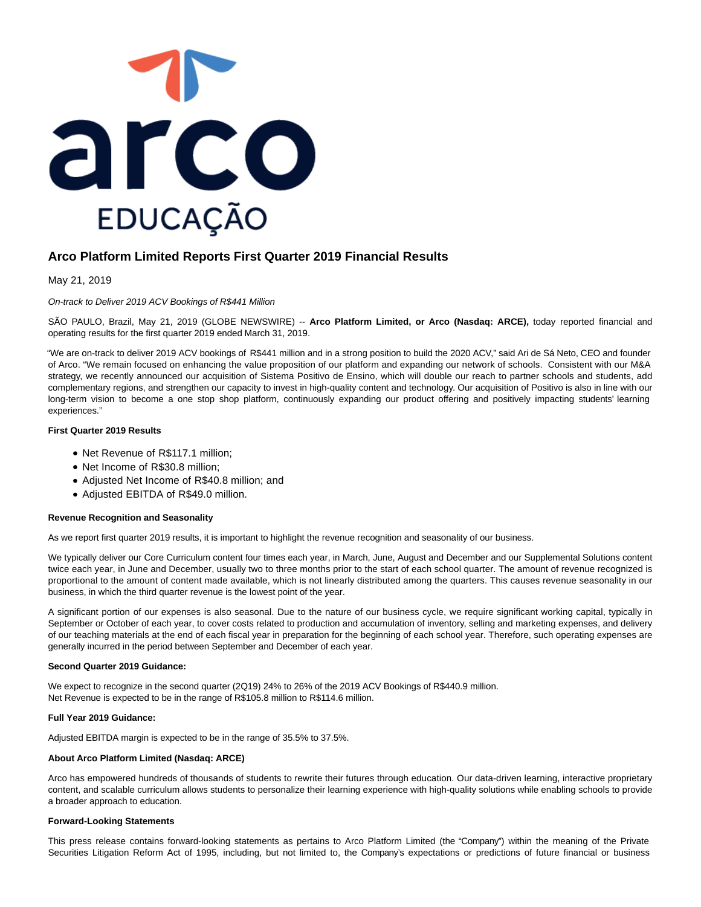arco EDUCAÇÃO

# Arco Platform Limited Reports First Quarter 2019 Financial Results

May 21, 2019

*On-track to Deliver 2019 ACV Bookings of R$441 Million*

SÃO PAULO, Brazil, May 21, 2019 (GLOBE NEWSWIRE) -- **Arco Platform Limited, or Arco (Nasdaq: ARCE),** today reported financial and operating results for the first quarter 2019 ended March 31, 2019.

"We are on-track to deliver 2019 ACV bookings of R$441 million and in a strong position to build the 2020 ACV," said Ari de Sá Neto, CEO and founder of Arco. "We remain focused on enhancing the value proposition of our platform and expanding our network of schools. Consistent with our M&A strategy, we recently announced our acquisition of Sistema Positivo de Ensino, which will double our reach to partner schools and students, add complementary regions, and strengthen our capacity to invest in high-quality content and technology. Our acquisition of Positivo is also in line with our long-term vision to become a one stop shop platform, continuously expanding our product offering and positively impacting students' learning experiences."

**First Quarter 2019 Results**

- Net Revenue of R$117.1 million;
- Net Income of R$30.8 million;
- Adjusted Net Income of R$40.8 million; and
- Adjusted EBITDA of R$49.0 million.

**Revenue Recognition and Seasonality**

As we report first quarter 2019 results, it is important to highlight the revenue recognition and seasonality of our business.

We typically deliver our Core Curriculum content four times each year, in March, June, August and December and our Supplemental Solutions content twice each year, in June and December, usually two to three months prior to the start of each school quarter. The amount of revenue recognized is proportional to the amount of content made available, which is not linearly distributed among the quarters. This causes revenue seasonality in our business, in which the third quarter revenue is the lowest point of the year.

A significant portion of our expenses is also seasonal. Due to the nature of our business cycle, we require significant working capital, typically in September or October of each year, to cover costs related to production and accumulation of inventory, selling and marketing expenses, and delivery of our teaching materials at the end of each fiscal year in preparation for the beginning of each school year. Therefore, such operating expenses are generally incurred in the period between September and December of each year.

**Second Quarter 2019 Guidance:**

We expect to recognize in the second quarter (2Q19) 24% to 26% of the 2019 ACV Bookings of R$440.9 million.
Net Revenue is expected to be in the range of R$105.8 million to R$114.6 million.

**Full Year 2019 Guidance:**

Adjusted EBITDA margin is expected to be in the range of 35.5% to 37.5%.

**About Arco Platform Limited (Nasdaq: ARCE)**

Arco has empowered hundreds of thousands of students to rewrite their futures through education. Our data-driven learning, interactive proprietary content, and scalable curriculum allows students to personalize their learning experience with high-quality solutions while enabling schools to provide a broader approach to education.

**Forward-Looking Statements**

This press release contains forward-looking statements as pertains to Arco Platform Limited (the "Company") within the meaning of the Private Securities Litigation Reform Act of 1995, including, but not limited to, the Company's expectations or predictions of future financial or business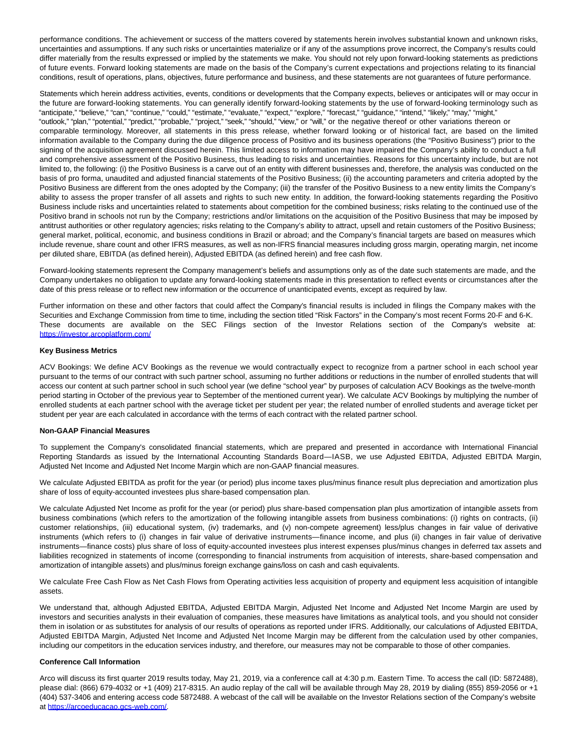performance conditions. The achievement or success of the matters covered by statements herein involves substantial known and unknown risks, uncertainties and assumptions. If any such risks or uncertainties materialize or if any of the assumptions prove incorrect, the Company's results could differ materially from the results expressed or implied by the statements we make. You should not rely upon forward-looking statements as predictions of future events. Forward looking statements are made on the basis of the Company's current expectations and projections relating to its financial conditions, result of operations, plans, objectives, future performance and business, and these statements are not guarantees of future performance.

Statements which herein address activities, events, conditions or developments that the Company expects, believes or anticipates will or may occur in the future are forward-looking statements. You can generally identify forward-looking statements by the use of forward-looking terminology such as "anticipate," "believe," "can," "continue," "could," "estimate," "evaluate," "expect," "explore," "forecast," "guidance," "intend," "likely," "may," "might," "outlook," "plan," "potential," "predict," "probable," "project," "seek," "should," "view," or "will," or the negative thereof or other variations thereon or comparable terminology. Moreover, all statements in this press release, whether forward looking or of historical fact, are based on the limited information available to the Company during the due diligence process of Positivo and its business operations (the "Positivo Business") prior to the signing of the acquisition agreement discussed herein. This limited access to information may have impaired the Company's ability to conduct a full and comprehensive assessment of the Positivo Business, thus leading to risks and uncertainties. Reasons for this uncertainty include, but are not limited to, the following: (i) the Positivo Business is a carve out of an entity with different businesses and, therefore, the analysis was conducted on the basis of pro forma, unaudited and adjusted financial statements of the Positivo Business; (ii) the accounting parameters and criteria adopted by the Positivo Business are different from the ones adopted by the Company; (iii) the transfer of the Positivo Business to a new entity limits the Company's ability to assess the proper transfer of all assets and rights to such new entity. In addition, the forward-looking statements regarding the Positivo Business include risks and uncertainties related to statements about competition for the combined business; risks relating to the continued use of the Positivo brand in schools not run by the Company; restrictions and/or limitations on the acquisition of the Positivo Business that may be imposed by antitrust authorities or other regulatory agencies; risks relating to the Company's ability to attract, upsell and retain customers of the Positivo Business; general market, political, economic, and business conditions in Brazil or abroad; and the Company's financial targets are based on measures which include revenue, share count and other IFRS measures, as well as non-IFRS financial measures including gross margin, operating margin, net income per diluted share, EBITDA (as defined herein), Adjusted EBITDA (as defined herein) and free cash flow.

Forward-looking statements represent the Company management's beliefs and assumptions only as of the date such statements are made, and the Company undertakes no obligation to update any forward-looking statements made in this presentation to reflect events or circumstances after the date of this press release or to reflect new information or the occurrence of unanticipated events, except as required by law.

Further information on these and other factors that could affect the Company's financial results is included in filings the Company makes with the Securities and Exchange Commission from time to time, including the section titled "Risk Factors" in the Company's most recent Forms 20-F and 6-K. These documents are available on the SEC Filings section of the Investor Relations section of the Company's website at: https://investor.arcoplatform.com/

**Key Business Metrics**

ACV Bookings: We define ACV Bookings as the revenue we would contractually expect to recognize from a partner school in each school year pursuant to the terms of our contract with such partner school, assuming no further additions or reductions in the number of enrolled students that will access our content at such partner school in such school year (we define "school year" by purposes of calculation ACV Bookings as the twelve-month period starting in October of the previous year to September of the mentioned current year). We calculate ACV Bookings by multiplying the number of enrolled students at each partner school with the average ticket per student per year; the related number of enrolled students and average ticket per student per year are each calculated in accordance with the terms of each contract with the related partner school.

**Non-GAAP Financial Measures**

To supplement the Company's consolidated financial statements, which are prepared and presented in accordance with International Financial Reporting Standards as issued by the International Accounting Standards Board—IASB, we use Adjusted EBITDA, Adjusted EBITDA Margin, Adjusted Net Income and Adjusted Net Income Margin which are non-GAAP financial measures.

We calculate Adjusted EBITDA as profit for the year (or period) plus income taxes plus/minus finance result plus depreciation and amortization plus share of loss of equity-accounted investees plus share-based compensation plan.

We calculate Adjusted Net Income as profit for the year (or period) plus share-based compensation plan plus amortization of intangible assets from business combinations (which refers to the amortization of the following intangible assets from business combinations: (i) rights on contracts, (ii) customer relationships, (iii) educational system, (iv) trademarks, and (v) non-compete agreement) less/plus changes in fair value of derivative instruments (which refers to (i) changes in fair value of derivative instruments—finance income, and plus (ii) changes in fair value of derivative instruments—finance costs) plus share of loss of equity-accounted investees plus interest expenses plus/minus changes in deferred tax assets and liabilities recognized in statements of income (corresponding to financial instruments from acquisition of interests, share-based compensation and amortization of intangible assets) and plus/minus foreign exchange gains/loss on cash and cash equivalents.

We calculate Free Cash Flow as Net Cash Flows from Operating activities less acquisition of property and equipment less acquisition of intangible assets.

We understand that, although Adjusted EBITDA, Adjusted EBITDA Margin, Adjusted Net Income and Adjusted Net Income Margin are used by investors and securities analysts in their evaluation of companies, these measures have limitations as analytical tools, and you should not consider them in isolation or as substitutes for analysis of our results of operations as reported under IFRS. Additionally, our calculations of Adjusted EBITDA, Adjusted EBITDA Margin, Adjusted Net Income and Adjusted Net Income Margin may be different from the calculation used by other companies, including our competitors in the education services industry, and therefore, our measures may not be comparable to those of other companies.

**Conference Call Information**

Arco will discuss its first quarter 2019 results today, May 21, 2019, via a conference call at 4:30 p.m. Eastern Time. To access the call (ID: 5872488), please dial: (866) 679-4032 or +1 (409) 217-8315. An audio replay of the call will be available through May 28, 2019 by dialing (855) 859-2056 or +1 (404) 537-3406 and entering access code 5872488. A webcast of the call will be available on the Investor Relations section of the Company's website at https://arcoeducacao.gcs-web.com/.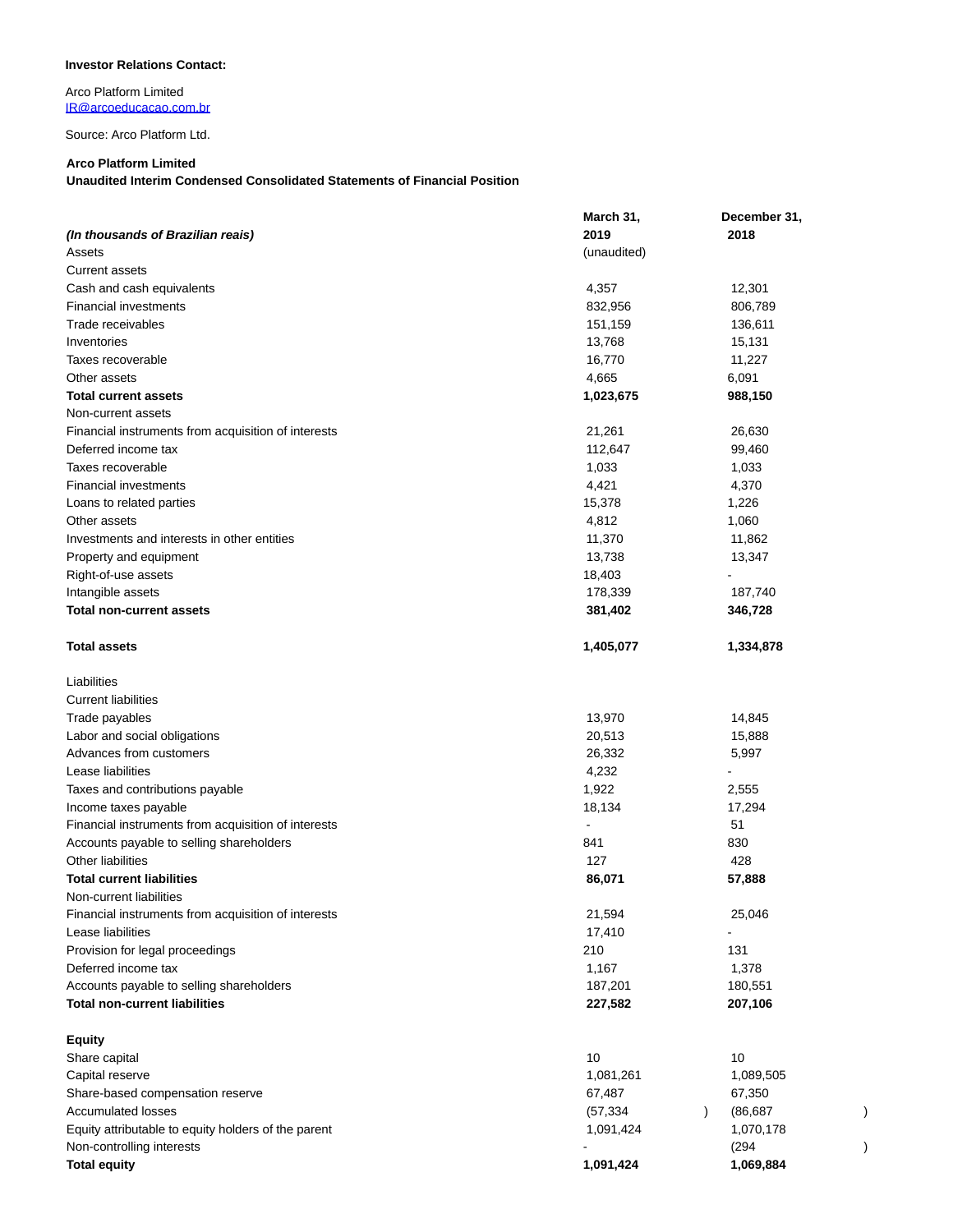**Investor Relations Contact:**

Arco Platform Limited
IR@arcoeducacao.com.br

Source: Arco Platform Ltd.

**Arco Platform Limited**
**Unaudited Interim Condensed Consolidated Statements of Financial Position**

| *(In thousands of Brazilian reais)* | **March 31, 2019** | **December 31, 2018** |
|---|---|---|
| Assets | (unaudited) | |
| Current assets | | |
| Cash and cash equivalents | 4,357 | 12,301 |
| Financial investments | 832,956 | 806,789 |
| Trade receivables | 151,159 | 136,611 |
| Inventories | 13,768 | 15,131 |
| Taxes recoverable | 16,770 | 11,227 |
| Other assets | 4,665 | 6,091 |
| **Total current assets** | **1,023,675** | **988,150** |
| Non-current assets | | |
| Financial instruments from acquisition of interests | 21,261 | 26,630 |
| Deferred income tax | 112,647 | 99,460 |
| Taxes recoverable | 1,033 | 1,033 |
| Financial investments | 4,421 | 4,370 |
| Loans to related parties | 15,378 | 1,226 |
| Other assets | 4,812 | 1,060 |
| Investments and interests in other entities | 11,370 | 11,862 |
| Property and equipment | 13,738 | 13,347 |
| Right-of-use assets | 18,403 | - |
| Intangible assets | 178,339 | 187,740 |
| **Total non-current assets** | **381,402** | **346,728** |
| | | |
| **Total assets** | **1,405,077** | **1,334,878** |
| | | |
| Liabilities | | |
| Current liabilities | | |
| Trade payables | 13,970 | 14,845 |
| Labor and social obligations | 20,513 | 15,888 |
| Advances from customers | 26,332 | 5,997 |
| Lease liabilities | 4,232 | - |
| Taxes and contributions payable | 1,922 | 2,555 |
| Income taxes payable | 18,134 | 17,294 |
| Financial instruments from acquisition of interests | - | 51 |
| Accounts payable to selling shareholders | 841 | 830 |
| Other liabilities | 127 | 428 |
| **Total current liabilities** | **86,071** | **57,888** |
| Non-current liabilities | | |
| Financial instruments from acquisition of interests | 21,594 | 25,046 |
| Lease liabilities | 17,410 | - |
| Provision for legal proceedings | 210 | 131 |
| Deferred income tax | 1,167 | 1,378 |
| Accounts payable to selling shareholders | 187,201 | 180,551 |
| **Total non-current liabilities** | **227,582** | **207,106** |
| | | |
| **Equity** | | |
| Share capital | 10 | 10 |
| Capital reserve | 1,081,261 | 1,089,505 |
| Share-based compensation reserve | 67,487 | 67,350 |
| Accumulated losses | (57,334) | (86,687) |
| Equity attributable to equity holders of the parent | 1,091,424 | 1,070,178 |
| Non-controlling interests | - | (294) |
| **Total equity** | **1,091,424** | **1,069,884** |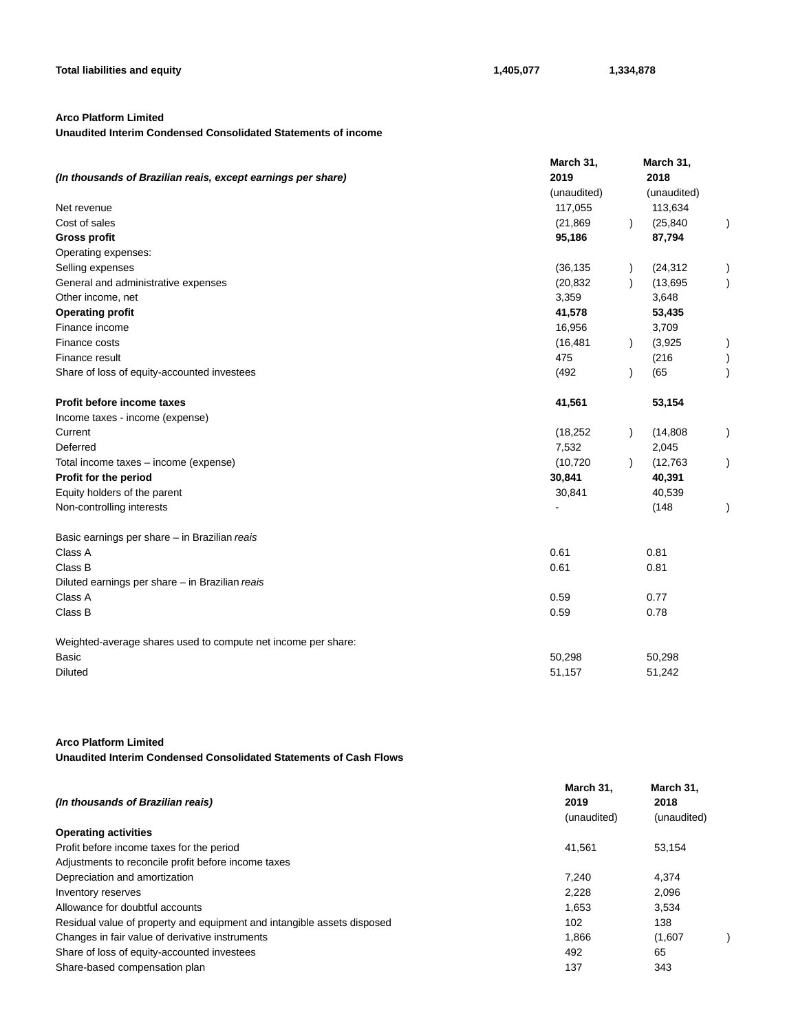| | | |
|---|---|---|
| **Total liabilities and equity** | **1,405,077** | **1,334,878** |

**Arco Platform Limited**
**Unaudited Interim Condensed Consolidated Statements of income**

| *(In thousands of Brazilian reais, except earnings per share)* | **March 31, 2019** (unaudited) | **March 31, 2018** (unaudited) |
|---|---|---|
| Net revenue | 117,055 | 113,634 |
| Cost of sales | (21,869) | (25,840) |
| **Gross profit** | **95,186** | **87,794** |
| Operating expenses: | | |
| Selling expenses | (36,135) | (24,312) |
| General and administrative expenses | (20,832) | (13,695) |
| Other income, net | 3,359 | 3,648 |
| **Operating profit** | **41,578** | **53,435** |
| Finance income | 16,956 | 3,709 |
| Finance costs | (16,481) | (3,925) |
| Finance result | 475 | (216) |
| Share of loss of equity-accounted investees | (492) | (65) |
| **Profit before income taxes** | **41,561** | **53,154** |
| Income taxes - income (expense) | | |
| Current | (18,252) | (14,808) |
| Deferred | 7,532 | 2,045 |
| Total income taxes – income (expense) | (10,720) | (12,763) |
| **Profit for the period** | **30,841** | **40,391** |
| Equity holders of the parent | 30,841 | 40,539 |
| Non-controlling interests | - | (148) |
| Basic earnings per share – in Brazilian *reais* | | |
| Class A | 0.61 | 0.81 |
| Class B | 0.61 | 0.81 |
| Diluted earnings per share – in Brazilian *reais* | | |
| Class A | 0.59 | 0.77 |
| Class B | 0.59 | 0.78 |
| Weighted-average shares used to compute net income per share: | | |
| Basic | 50,298 | 50,298 |
| Diluted | 51,157 | 51,242 |

**Arco Platform Limited**
**Unaudited Interim Condensed Consolidated Statements of Cash Flows**

| *(In thousands of Brazilian reais)* | **March 31, 2019** (unaudited) | **March 31, 2018** (unaudited) |
|---|---|---|
| **Operating activities** | | |
| Profit before income taxes for the period | 41,561 | 53,154 |
| Adjustments to reconcile profit before income taxes | | |
| Depreciation and amortization | 7,240 | 4,374 |
| Inventory reserves | 2,228 | 2,096 |
| Allowance for doubtful accounts | 1,653 | 3,534 |
| Residual value of property and equipment and intangible assets disposed | 102 | 138 |
| Changes in fair value of derivative instruments | 1,866 | (1,607) |
| Share of loss of equity-accounted investees | 492 | 65 |
| Share-based compensation plan | 137 | 343 |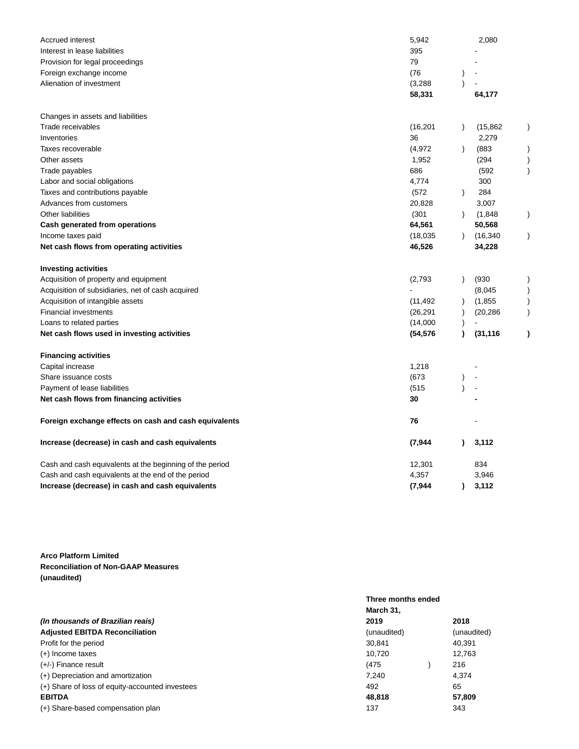| | | |
|---|---|---|
| Accrued interest | 5,942 | 2,080 |
| Interest in lease liabilities | 395 | - |
| Provision for legal proceedings | 79 | - |
| Foreign exchange income | (76) | - |
| Alienation of investment | (3,288) | - |
| | **58,331** | **64,177** |
| | | |
| Changes in assets and liabilities | | |
| Trade receivables | (16,201) | (15,862) |
| Inventories | 36 | 2,279 |
| Taxes recoverable | (4,972) | (883) |
| Other assets | 1,952 | (294) |
| Trade payables | 686 | (592) |
| Labor and social obligations | 4,774 | 300 |
| Taxes and contributions payable | (572) | 284 |
| Advances from customers | 20,828 | 3,007 |
| Other liabilities | (301) | (1,848) |
| **Cash generated from operations** | **64,561** | **50,568** |
| Income taxes paid | (18,035) | (16,340) |
| **Net cash flows from operating activities** | **46,526** | **34,228** |
| | | |
| **Investing activities** | | |
| Acquisition of property and equipment | (2,793) | (930) |
| Acquisition of subsidiaries, net of cash acquired | - | (8,045) |
| Acquisition of intangible assets | (11,492) | (1,855) |
| Financial investments | (26,291) | (20,286) |
| Loans to related parties | (14,000) | - |
| **Net cash flows used in investing activities** | **(54,576)** | **(31,116)** |
| | | |
| **Financing activities** | | |
| Capital increase | 1,218 | - |
| Share issuance costs | (673) | - |
| Payment of lease liabilities | (515) | - |
| **Net cash flows from financing activities** | **30** | **-** |
| | | |
| **Foreign exchange effects on cash and cash equivalents** | **76** | - |
| | | |
| **Increase (decrease) in cash and cash equivalents** | **(7,944)** | **3,112** |
| | | |
| Cash and cash equivalents at the beginning of the period | 12,301 | 834 |
| Cash and cash equivalents at the end of the period | 4,357 | 3,946 |
| **Increase (decrease) in cash and cash equivalents** | **(7,944)** | **3,112** |

**Arco Platform Limited**
**Reconciliation of Non-GAAP Measures**
**(unaudited)**

| | **Three months ended March 31,** | |
|---|---|---|
| ***(In thousands of Brazilian reais)*** | **2019** | **2018** |
| **Adjusted EBITDA Reconciliation** | (unaudited) | (unaudited) |
| Profit for the period | 30,841 | 40,391 |
| (+) Income taxes | 10,720 | 12,763 |
| (+/-) Finance result | (475) | 216 |
| (+) Depreciation and amortization | 7,240 | 4,374 |
| (+) Share of loss of equity-accounted investees | 492 | 65 |
| **EBITDA** | **48,818** | **57,809** |
| (+) Share-based compensation plan | 137 | 343 |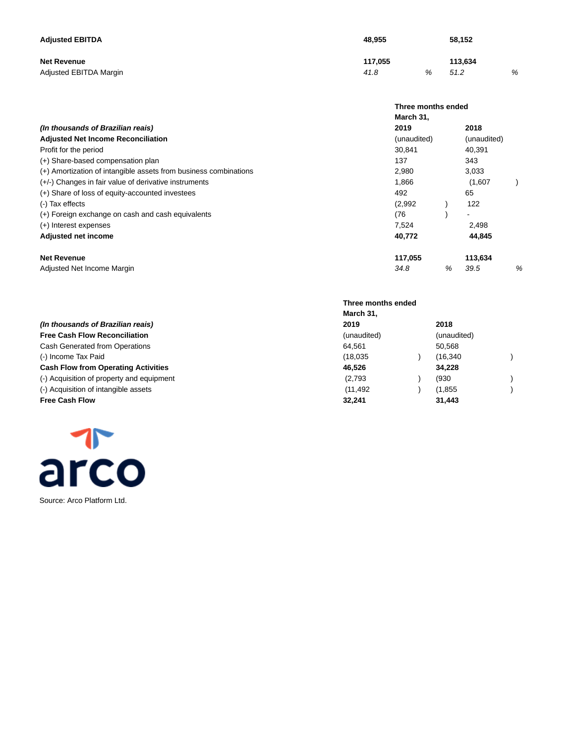| | | |
|---|---|---|
| **Adjusted EBITDA** | **48,955** | **58,152** |
| **Net Revenue** | **117,055** | **113,634** |
| Adjusted EBITDA Margin | *41.8* % | *51.2* % |

| *(In thousands of Brazilian reais)* | **Three months ended March 31, 2019** | **2018** |
|---|---|---|
| **Adjusted Net Income Reconciliation** | (unaudited) | (unaudited) |
| Profit for the period | 30,841 | 40,391 |
| (+) Share-based compensation plan | 137 | 343 |
| (+) Amortization of intangible assets from business combinations | 2,980 | 3,033 |
| (+/-) Changes in fair value of derivative instruments | 1,866 | (1,607) |
| (+) Share of loss of equity-accounted investees | 492 | 65 |
| (-) Tax effects | (2,992) | 122 |
| (+) Foreign exchange on cash and cash equivalents | (76) | - |
| (+) Interest expenses | 7,524 | 2,498 |
| **Adjusted net income** | **40,772** | **44,845** |
| **Net Revenue** | **117,055** | **113,634** |
| Adjusted Net Income Margin | *34.8* % | *39.5* % |

| *(In thousands of Brazilian reais)* | **Three months ended March 31, 2019** | **2018** |
|---|---|---|
| **Free Cash Flow Reconciliation** | (unaudited) | (unaudited) |
| Cash Generated from Operations | 64,561 | 50,568 |
| (-) Income Tax Paid | (18,035) | (16,340) |
| **Cash Flow from Operating Activities** | **46,526** | **34,228** |
| (-) Acquisition of property and equipment | (2,793) | (930) |
| (-) Acquisition of intangible assets | (11,492) | (1,855) |
| **Free Cash Flow** | **32,241** | **31,443** |

arco

Source: Arco Platform Ltd.